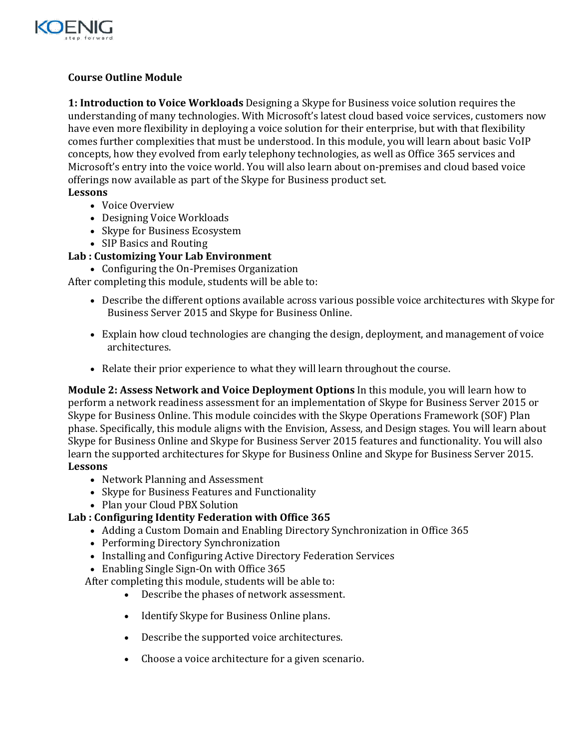**Course Outline Module**

**1: Introduction to Voice Workloads** Designing a Skype for Business voice solution requires the understanding of many technologies. With Microsoft's latest cloud based voice services, customers now have even more flexibility in deploying a voice solution for their enterprise, but with that flexibility comes further complexities that must be understood. In this module, you will learn about basic VoIP concepts, how they evolved from early telephony technologies, as well as Office 365 services and Microsoft's entry into the voice world. You will also learn about on-premises and cloud based voice offerings now available as part of the Skype for Business product set.

**Lessons**

- Voice Overview
- Designing Voice Workloads
- Skype for Business Ecosystem
- SIP Basics and Routing

**Lab : Customizing Your Lab Environment**

- Configuring the On-Premises Organization

After completing this module, students will be able to:

- Describe the different options available across various possible voice architectures with Skype for Business Server 2015 and Skype for Business Online.
- Explain how cloud technologies are changing the design, deployment, and management of voice architectures.
- Relate their prior experience to what they will learn throughout the course.

**Module 2: Assess Network and Voice Deployment Options** In this module, you will learn how to perform a network readiness assessment for an implementation of Skype for Business Server 2015 or Skype for Business Online. This module coincides with the Skype Operations Framework (SOF) Plan phase. Specifically, this module aligns with the Envision, Assess, and Design stages. You will learn about Skype for Business Online and Skype for Business Server 2015 features and functionality. You will also learn the supported architectures for Skype for Business Online and Skype for Business Server 2015.

**Lessons**

- Network Planning and Assessment
- Skype for Business Features and Functionality
- Plan your Cloud PBX Solution

**Lab : Configuring Identity Federation with Office 365**

- Adding a Custom Domain and Enabling Directory Synchronization in Office 365
- Performing Directory Synchronization
- Installing and Configuring Active Directory Federation Services
- Enabling Single Sign-On with Office 365

After completing this module, students will be able to:

- Describe the phases of network assessment.
- Identify Skype for Business Online plans.
- Describe the supported voice architectures.
- Choose a voice architecture for a given scenario.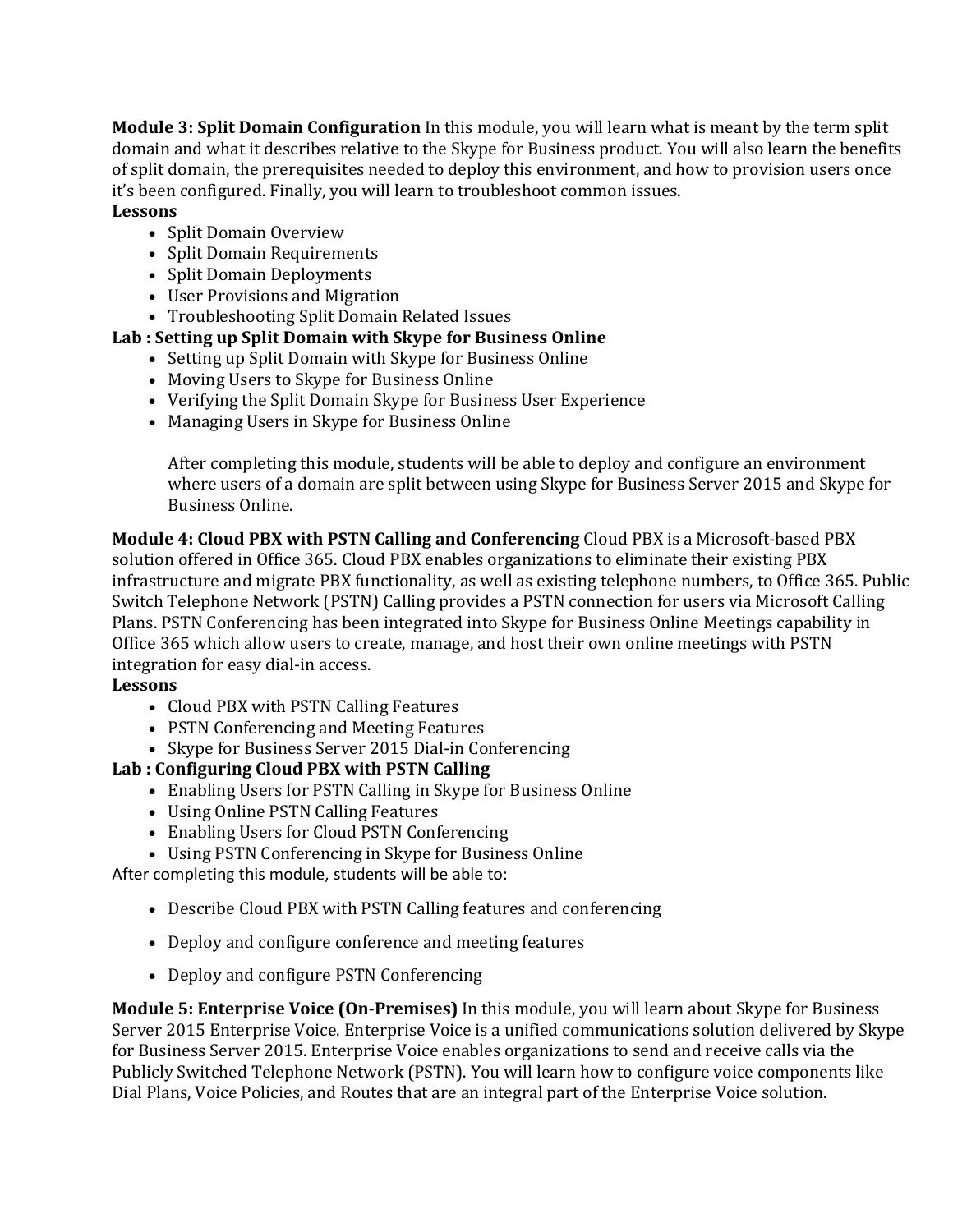**Module 3: Split Domain Configuration** In this module, you will learn what is meant by the term split domain and what it describes relative to the Skype for Business product. You will also learn the benefits of split domain, the prerequisites needed to deploy this environment, and how to provision users once it's been configured. Finally, you will learn to troubleshoot common issues.

**Lessons**

- Split Domain Overview
- Split Domain Requirements
- Split Domain Deployments
- User Provisions and Migration
- Troubleshooting Split Domain Related Issues

**Lab : Setting up Split Domain with Skype for Business Online**

- Setting up Split Domain with Skype for Business Online
- Moving Users to Skype for Business Online
- Verifying the Split Domain Skype for Business User Experience
- Managing Users in Skype for Business Online

After completing this module, students will be able to deploy and configure an environment where users of a domain are split between using Skype for Business Server 2015 and Skype for Business Online.

**Module 4: Cloud PBX with PSTN Calling and Conferencing** Cloud PBX is a Microsoft-based PBX solution offered in Office 365. Cloud PBX enables organizations to eliminate their existing PBX infrastructure and migrate PBX functionality, as well as existing telephone numbers, to Office 365. Public Switch Telephone Network (PSTN) Calling provides a PSTN connection for users via Microsoft Calling Plans. PSTN Conferencing has been integrated into Skype for Business Online Meetings capability in Office 365 which allow users to create, manage, and host their own online meetings with PSTN integration for easy dial-in access.

**Lessons**

- Cloud PBX with PSTN Calling Features
- PSTN Conferencing and Meeting Features
- Skype for Business Server 2015 Dial-in Conferencing

**Lab : Configuring Cloud PBX with PSTN Calling**

- Enabling Users for PSTN Calling in Skype for Business Online
- Using Online PSTN Calling Features
- Enabling Users for Cloud PSTN Conferencing
- Using PSTN Conferencing in Skype for Business Online

After completing this module, students will be able to:

- Describe Cloud PBX with PSTN Calling features and conferencing
- Deploy and configure conference and meeting features
- Deploy and configure PSTN Conferencing

**Module 5: Enterprise Voice (On-Premises)** In this module, you will learn about Skype for Business Server 2015 Enterprise Voice. Enterprise Voice is a unified communications solution delivered by Skype for Business Server 2015. Enterprise Voice enables organizations to send and receive calls via the Publicly Switched Telephone Network (PSTN). You will learn how to configure voice components like Dial Plans, Voice Policies, and Routes that are an integral part of the Enterprise Voice solution.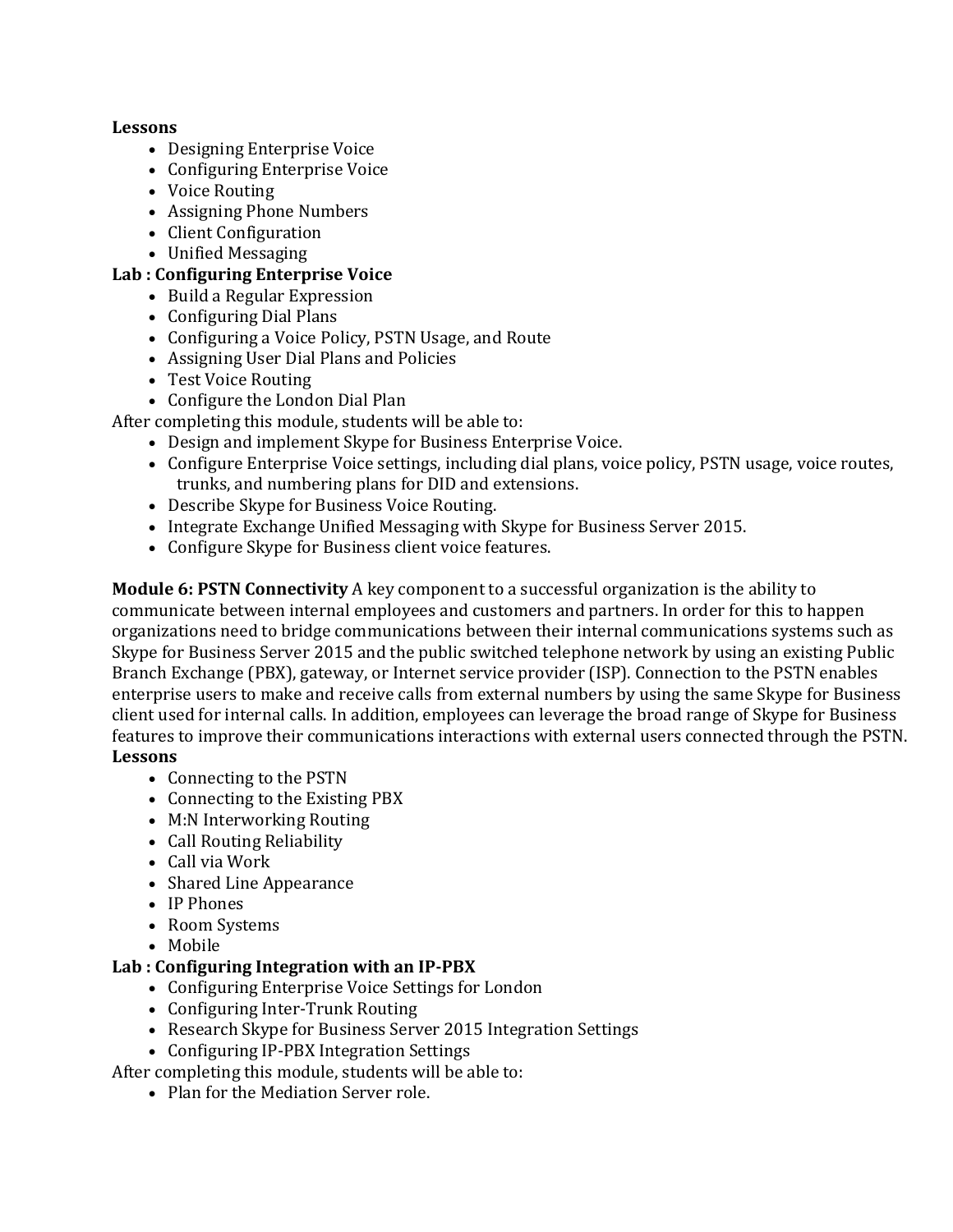**Lessons**

- Designing Enterprise Voice
- Configuring Enterprise Voice
- Voice Routing
- Assigning Phone Numbers
- Client Configuration
- Unified Messaging

**Lab : Configuring Enterprise Voice**

- Build a Regular Expression
- Configuring Dial Plans
- Configuring a Voice Policy, PSTN Usage, and Route
- Assigning User Dial Plans and Policies
- Test Voice Routing
- Configure the London Dial Plan

After completing this module, students will be able to:

- Design and implement Skype for Business Enterprise Voice.
- Configure Enterprise Voice settings, including dial plans, voice policy, PSTN usage, voice routes, trunks, and numbering plans for DID and extensions.
- Describe Skype for Business Voice Routing.
- Integrate Exchange Unified Messaging with Skype for Business Server 2015.
- Configure Skype for Business client voice features.

**Module 6: PSTN Connectivity** A key component to a successful organization is the ability to communicate between internal employees and customers and partners. In order for this to happen organizations need to bridge communications between their internal communications systems such as Skype for Business Server 2015 and the public switched telephone network by using an existing Public Branch Exchange (PBX), gateway, or Internet service provider (ISP). Connection to the PSTN enables enterprise users to make and receive calls from external numbers by using the same Skype for Business client used for internal calls. In addition, employees can leverage the broad range of Skype for Business features to improve their communications interactions with external users connected through the PSTN.

**Lessons**

- Connecting to the PSTN
- Connecting to the Existing PBX
- M:N Interworking Routing
- Call Routing Reliability
- Call via Work
- Shared Line Appearance
- IP Phones
- Room Systems
- Mobile

**Lab : Configuring Integration with an IP-PBX**

- Configuring Enterprise Voice Settings for London
- Configuring Inter-Trunk Routing
- Research Skype for Business Server 2015 Integration Settings
- Configuring IP-PBX Integration Settings

After completing this module, students will be able to:

- Plan for the Mediation Server role.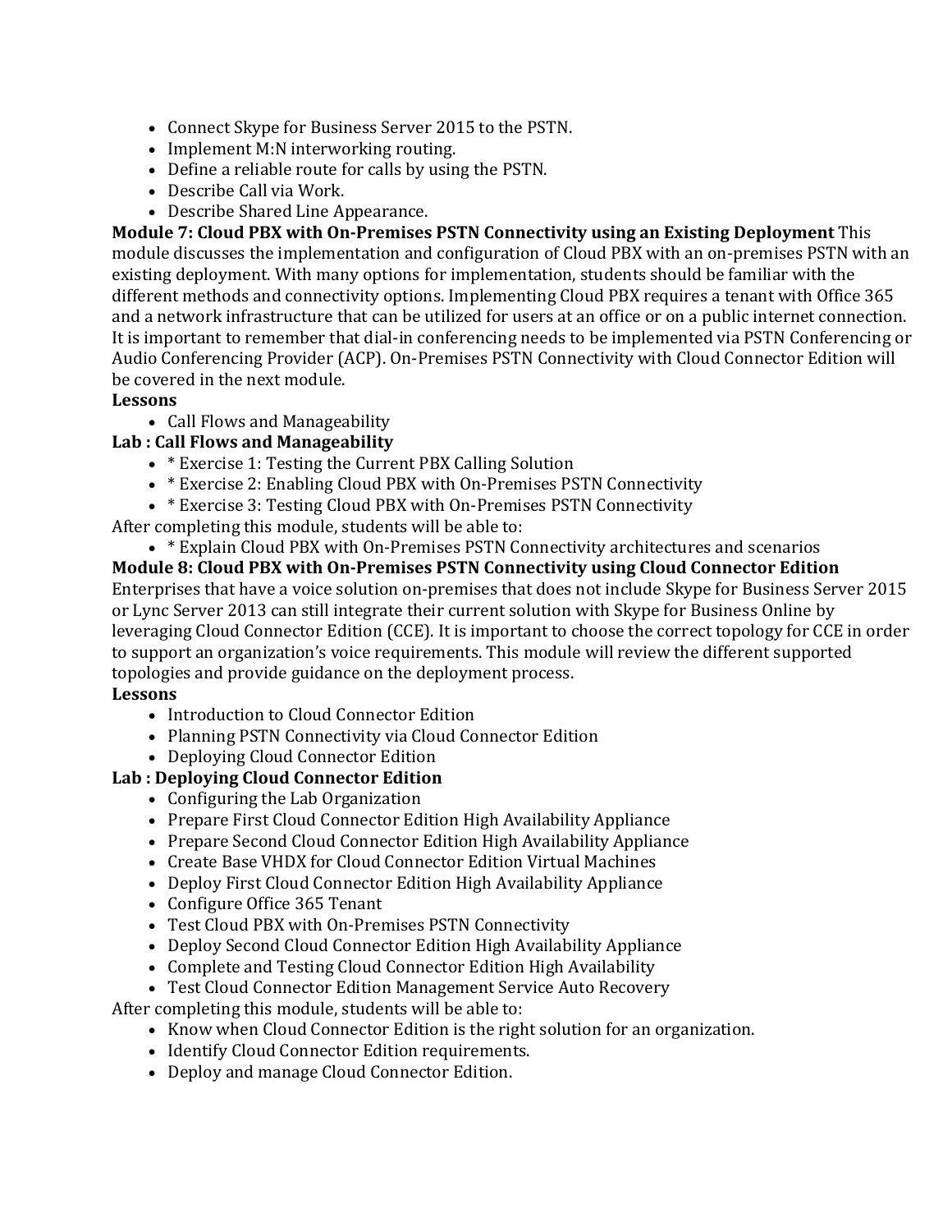- Connect Skype for Business Server 2015 to the PSTN.
- Implement M:N interworking routing.
- Define a reliable route for calls by using the PSTN.
- Describe Call via Work.
- Describe Shared Line Appearance.

**Module 7: Cloud PBX with On-Premises PSTN Connectivity using an Existing Deployment** This module discusses the implementation and configuration of Cloud PBX with an on-premises PSTN with an existing deployment. With many options for implementation, students should be familiar with the different methods and connectivity options. Implementing Cloud PBX requires a tenant with Office 365 and a network infrastructure that can be utilized for users at an office or on a public internet connection. It is important to remember that dial-in conferencing needs to be implemented via PSTN Conferencing or Audio Conferencing Provider (ACP). On-Premises PSTN Connectivity with Cloud Connector Edition will be covered in the next module.

**Lessons**

- Call Flows and Manageability

**Lab : Call Flows and Manageability**

- * Exercise 1: Testing the Current PBX Calling Solution
- * Exercise 2: Enabling Cloud PBX with On-Premises PSTN Connectivity
- * Exercise 3: Testing Cloud PBX with On-Premises PSTN Connectivity

After completing this module, students will be able to:

- * Explain Cloud PBX with On-Premises PSTN Connectivity architectures and scenarios

**Module 8: Cloud PBX with On-Premises PSTN Connectivity using Cloud Connector Edition**

Enterprises that have a voice solution on-premises that does not include Skype for Business Server 2015 or Lync Server 2013 can still integrate their current solution with Skype for Business Online by leveraging Cloud Connector Edition (CCE). It is important to choose the correct topology for CCE in order to support an organization's voice requirements. This module will review the different supported topologies and provide guidance on the deployment process.

**Lessons**

- Introduction to Cloud Connector Edition
- Planning PSTN Connectivity via Cloud Connector Edition
- Deploying Cloud Connector Edition

**Lab : Deploying Cloud Connector Edition**

- Configuring the Lab Organization
- Prepare First Cloud Connector Edition High Availability Appliance
- Prepare Second Cloud Connector Edition High Availability Appliance
- Create Base VHDX for Cloud Connector Edition Virtual Machines
- Deploy First Cloud Connector Edition High Availability Appliance
- Configure Office 365 Tenant
- Test Cloud PBX with On-Premises PSTN Connectivity
- Deploy Second Cloud Connector Edition High Availability Appliance
- Complete and Testing Cloud Connector Edition High Availability
- Test Cloud Connector Edition Management Service Auto Recovery

After completing this module, students will be able to:

- Know when Cloud Connector Edition is the right solution for an organization.
- Identify Cloud Connector Edition requirements.
- Deploy and manage Cloud Connector Edition.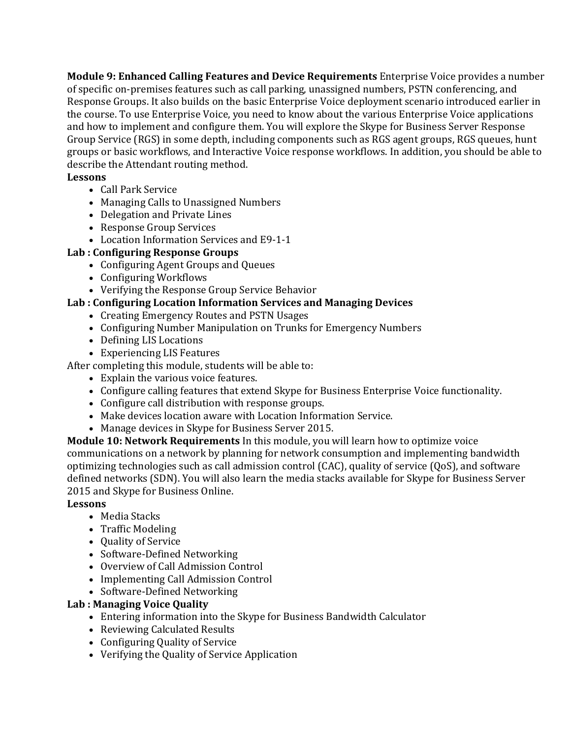**Module 9: Enhanced Calling Features and Device Requirements** Enterprise Voice provides a number of specific on-premises features such as call parking, unassigned numbers, PSTN conferencing, and Response Groups. It also builds on the basic Enterprise Voice deployment scenario introduced earlier in the course. To use Enterprise Voice, you need to know about the various Enterprise Voice applications and how to implement and configure them. You will explore the Skype for Business Server Response Group Service (RGS) in some depth, including components such as RGS agent groups, RGS queues, hunt groups or basic workflows, and Interactive Voice response workflows. In addition, you should be able to describe the Attendant routing method.

**Lessons**

- Call Park Service
- Managing Calls to Unassigned Numbers
- Delegation and Private Lines
- Response Group Services
- Location Information Services and E9-1-1

**Lab : Configuring Response Groups**

- Configuring Agent Groups and Queues
- Configuring Workflows
- Verifying the Response Group Service Behavior

**Lab : Configuring Location Information Services and Managing Devices**

- Creating Emergency Routes and PSTN Usages
- Configuring Number Manipulation on Trunks for Emergency Numbers
- Defining LIS Locations
- Experiencing LIS Features

After completing this module, students will be able to:

- Explain the various voice features.
- Configure calling features that extend Skype for Business Enterprise Voice functionality.
- Configure call distribution with response groups.
- Make devices location aware with Location Information Service.
- Manage devices in Skype for Business Server 2015.

**Module 10: Network Requirements** In this module, you will learn how to optimize voice communications on a network by planning for network consumption and implementing bandwidth optimizing technologies such as call admission control (CAC), quality of service (QoS), and software defined networks (SDN). You will also learn the media stacks available for Skype for Business Server 2015 and Skype for Business Online.

**Lessons**

- Media Stacks
- Traffic Modeling
- Quality of Service
- Software-Defined Networking
- Overview of Call Admission Control
- Implementing Call Admission Control
- Software-Defined Networking

**Lab : Managing Voice Quality**

- Entering information into the Skype for Business Bandwidth Calculator
- Reviewing Calculated Results
- Configuring Quality of Service
- Verifying the Quality of Service Application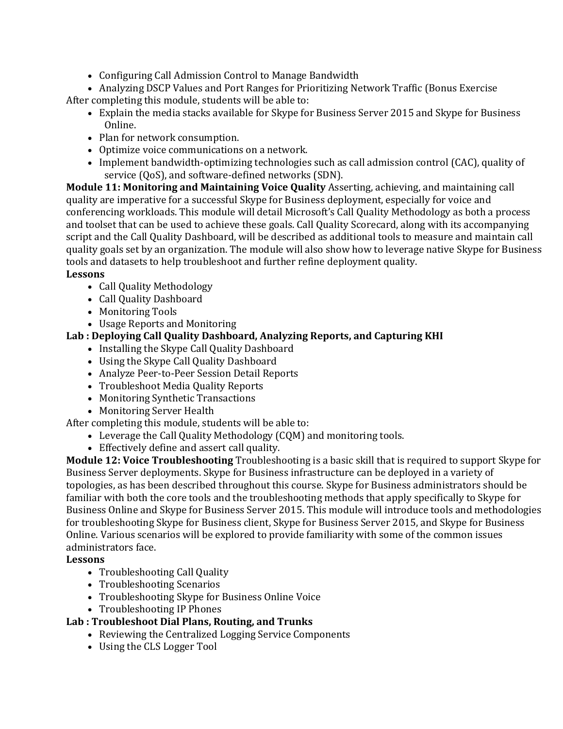- Configuring Call Admission Control to Manage Bandwidth
- Analyzing DSCP Values and Port Ranges for Prioritizing Network Traffic (Bonus Exercise

After completing this module, students will be able to:

- Explain the media stacks available for Skype for Business Server 2015 and Skype for Business Online.
- Plan for network consumption.
- Optimize voice communications on a network.
- Implement bandwidth-optimizing technologies such as call admission control (CAC), quality of service (QoS), and software-defined networks (SDN).

**Module 11: Monitoring and Maintaining Voice Quality** Asserting, achieving, and maintaining call quality are imperative for a successful Skype for Business deployment, especially for voice and conferencing workloads. This module will detail Microsoft's Call Quality Methodology as both a process and toolset that can be used to achieve these goals. Call Quality Scorecard, along with its accompanying script and the Call Quality Dashboard, will be described as additional tools to measure and maintain call quality goals set by an organization. The module will also show how to leverage native Skype for Business tools and datasets to help troubleshoot and further refine deployment quality.

**Lessons**

- Call Quality Methodology
- Call Quality Dashboard
- Monitoring Tools
- Usage Reports and Monitoring

**Lab : Deploying Call Quality Dashboard, Analyzing Reports, and Capturing KHI**

- Installing the Skype Call Quality Dashboard
- Using the Skype Call Quality Dashboard
- Analyze Peer-to-Peer Session Detail Reports
- Troubleshoot Media Quality Reports
- Monitoring Synthetic Transactions
- Monitoring Server Health

After completing this module, students will be able to:

- Leverage the Call Quality Methodology (CQM) and monitoring tools.
- Effectively define and assert call quality.

**Module 12: Voice Troubleshooting** Troubleshooting is a basic skill that is required to support Skype for Business Server deployments. Skype for Business infrastructure can be deployed in a variety of topologies, as has been described throughout this course. Skype for Business administrators should be familiar with both the core tools and the troubleshooting methods that apply specifically to Skype for Business Online and Skype for Business Server 2015. This module will introduce tools and methodologies for troubleshooting Skype for Business client, Skype for Business Server 2015, and Skype for Business Online. Various scenarios will be explored to provide familiarity with some of the common issues administrators face.

**Lessons**

- Troubleshooting Call Quality
- Troubleshooting Scenarios
- Troubleshooting Skype for Business Online Voice
- Troubleshooting IP Phones

**Lab : Troubleshoot Dial Plans, Routing, and Trunks**

- Reviewing the Centralized Logging Service Components
- Using the CLS Logger Tool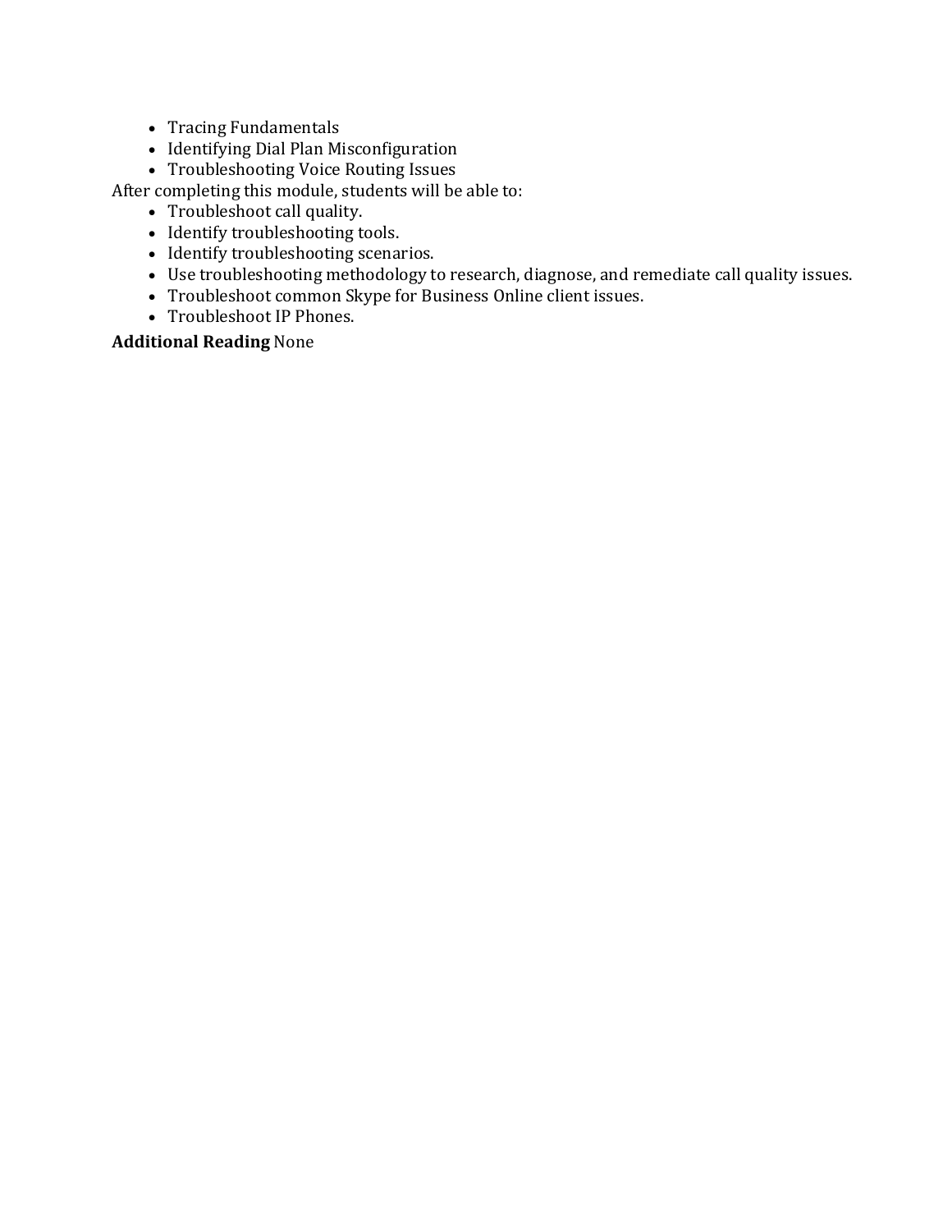- Tracing Fundamentals
- Identifying Dial Plan Misconfiguration
- Troubleshooting Voice Routing Issues

After completing this module, students will be able to:

- Troubleshoot call quality.
- Identify troubleshooting tools.
- Identify troubleshooting scenarios.
- Use troubleshooting methodology to research, diagnose, and remediate call quality issues.
- Troubleshoot common Skype for Business Online client issues.
- Troubleshoot IP Phones.

**Additional Reading** None